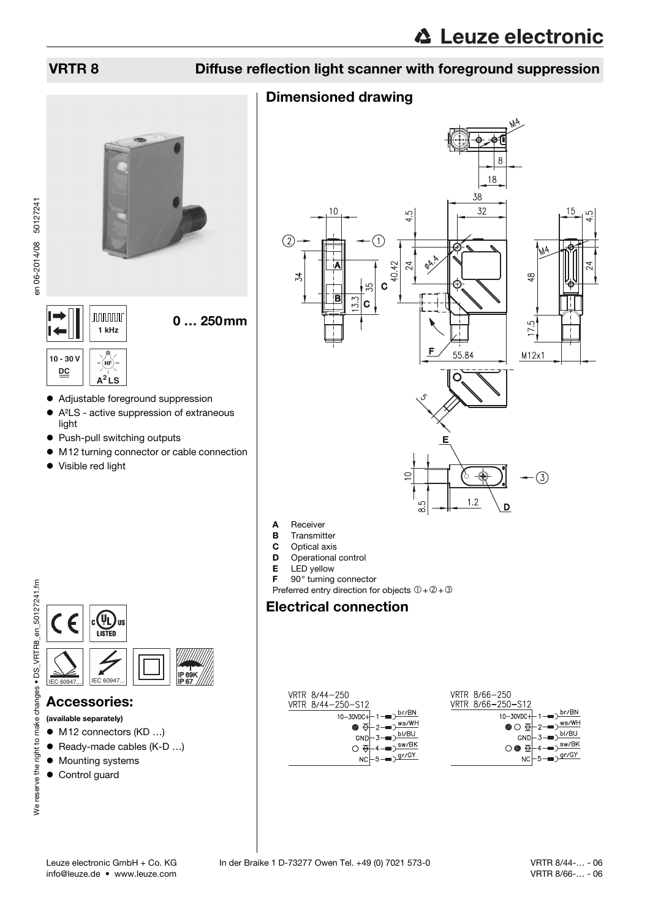# VRTR 8

## Diffuse reflection light scanner with foreground suppression

1 kHz

**0 … 250mm**

10 - 30 V DC

$A^2LS$

- Adjustable foreground suppression
- A²LS - active suppression of extraneous light
- Push-pull switching outputs
- M12 turning connector or cable connection
- Visible red light

## Accessories:

**(available separately)**

- M12 connectors (KD …)
- Ready-made cables (K-D …)
- Mounting systems
- Control guard

## Dimensioned drawing

- **A** Receiver
- **B** Transmitter
- **C** Optical axis
- **D** Operational control
- **E** LED yellow
- **F** 90° turning connector

Preferred entry direction for objects ① + ② + ③

## Electrical connection

VRTR 8/44-250
VRTR 8/44-250-S12

| Signal | Pin | Color |
|---|---|---|
| 10-30VDC+ | 1 | br/BN |
| | 2 | ws/WH |
| GND | 3 | bl/BU |
| | 4 | sw/BK |
| NC | 5 | gr/GY |

VRTR 8/66-250
VRTR 8/66-250-S12

| Signal | Pin | Color |
|---|---|---|
| 10-30VDC+ | 1 | br/BN |
| | 2 | ws/WH |
| GND | 3 | bl/BU |
| | 4 | sw/BK |
| NC | 5 | gr/GY |

Leuze electronic GmbH + Co. KG In der Braike 1 D-73277 Owen Tel. +49 (0) 7021 573-0
info@leuze.de • www.leuze.com

VRTR 8/44-… - 06
VRTR 8/66-… - 06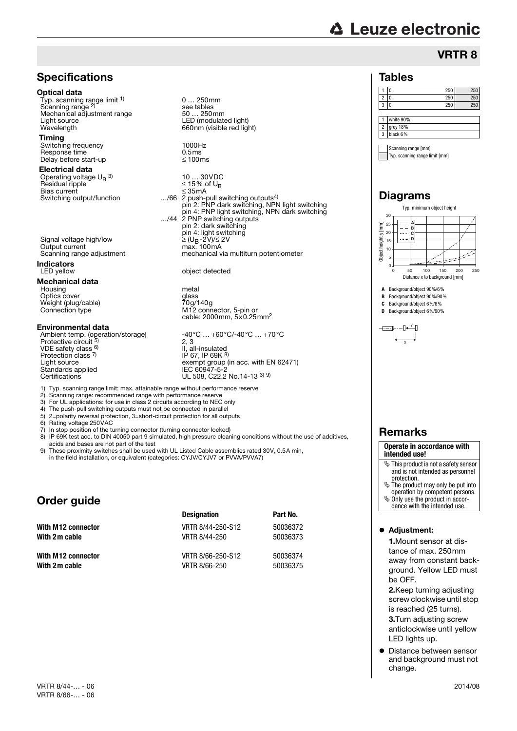# VRTR 8

## Specifications

### Optical data

| | |
|---|---|
| Typ. scanning range limit [1] | 0 … 250mm |
| Scanning range [2] | see tables |
| Mechanical adjustment range | 50 … 250mm |
| Light source | LED (modulated light) |
| Wavelength | 660nm (visible red light) |

### Timing

| | |
|---|---|
| Switching frequency | 1000Hz |
| Response time | 0.5ms |
| Delay before start-up | ≤ 100ms |

### Electrical data

| | |
|---|---|
| Operating voltage $U_B$ [3] | 10 … 30VDC |
| Residual ripple | ≤ 15% of $U_B$ |
| Bias current | ≤ 35mA |
| Switching output/function | …/66 2 push-pull switching outputs[4] pin 2: PNP dark switching, NPN light switching pin 4: PNP light switching, NPN dark switching |
| | …/44 2 PNP switching outputs pin 2: dark switching pin 4: light switching |
| Signal voltage high/low | ≥ ($U_B$-2V)/≤ 2V |
| Output current | max. 100mA |
| Scanning range adjustment | mechanical via multiturn potentiometer |

### Indicators

| | |
|---|---|
| LED yellow | object detected |

### Mechanical data

| | |
|---|---|
| Housing | metal |
| Optics cover | glass |
| Weight (plug/cable) | 70g/140g |
| Connection type | M12 connector, 5-pin or cable: 2000mm, 5x0.25mm² |

### Environmental data

| | |
|---|---|
| Ambient temp. (operation/storage) | -40°C … +60°C/-40°C … +70°C |
| Protective circuit [5] | 2, 3 |
| VDE safety class [6] | II, all-insulated |
| Protection class [7] | IP 67, IP 69K [8] |
| Light source | exempt group (in acc. with EN 62471) |
| Standards applied | IEC 60947-5-2 |
| Certifications | UL 508, C22.2 No.14-13 [3] [9] |

1) Typ. scanning range limit: max. attainable range without performance reserve
2) Scanning range: recommended range with performance reserve
3) For UL applications: for use in class 2 circuits according to NEC only
4) The push-pull switching outputs must not be connected in parallel
5) 2=polarity reversal protection, 3=short-circuit protection for all outputs
6) Rating voltage 250VAC
7) In stop position of the turning connector (turning connector locked)
8) IP 69K test acc. to DIN 40050 part 9 simulated, high pressure cleaning conditions without the use of additives, acids and bases are not part of the test
9) These proximity switches shall be used with UL Listed Cable assemblies rated 30V, 0.5A min, in the field installation, or equivalent (categories: CYJV/CYJV7 or PVVA/PVVA7)

## Order guide

| | Designation | Part No. |
|---|---|---|
| **With M12 connector** | VRTR 8/44-250-S12 | 50036372 |
| **With 2m cable** | VRTR 8/44-250 | 50036373 |
| **With M12 connector** | VRTR 8/66-250-S12 | 50036374 |
| **With 2m cable** | VRTR 8/66-250 | 50036375 |

## Tables

| | | | |
|---|---|---|---|
| 1 | 0 | 250 | 250 |
| 2 | 0 | 250 | 250 |
| 3 | 0 | 250 | 250 |

| | |
|---|---|
| 1 | white 90% |
| 2 | grey 18% |
| 3 | black 6% |

Scanning range [mm]
Typ. scanning range limit [mm]

## Diagrams

Typ. minimum object height

Object height y [mm]
30
25
20
15
10
5
0
0 50 100 150 200 250
Distance x to background [mm]

A B C D

**A** Background/object 90%/6%
**B** Background/object 90%/90%
**C** Background/object 6%/6%
**D** Background/object 6%/90%

y
x

## Remarks

**Operate in accordance with intended use!**

- This product is not a safety sensor and is not intended as personnel protection.
- The product may only be put into operation by competent persons.
- Only use the product in accordance with the intended use.

- **Adjustment:**

  **1.** Mount sensor at distance of max. 250mm away from constant background. Yellow LED must be OFF.

  **2.** Keep turning adjusting screw clockwise until stop is reached (25 turns).

  **3.** Turn adjusting screw anticlockwise until yellow LED lights up.

- Distance between sensor and background must not change.